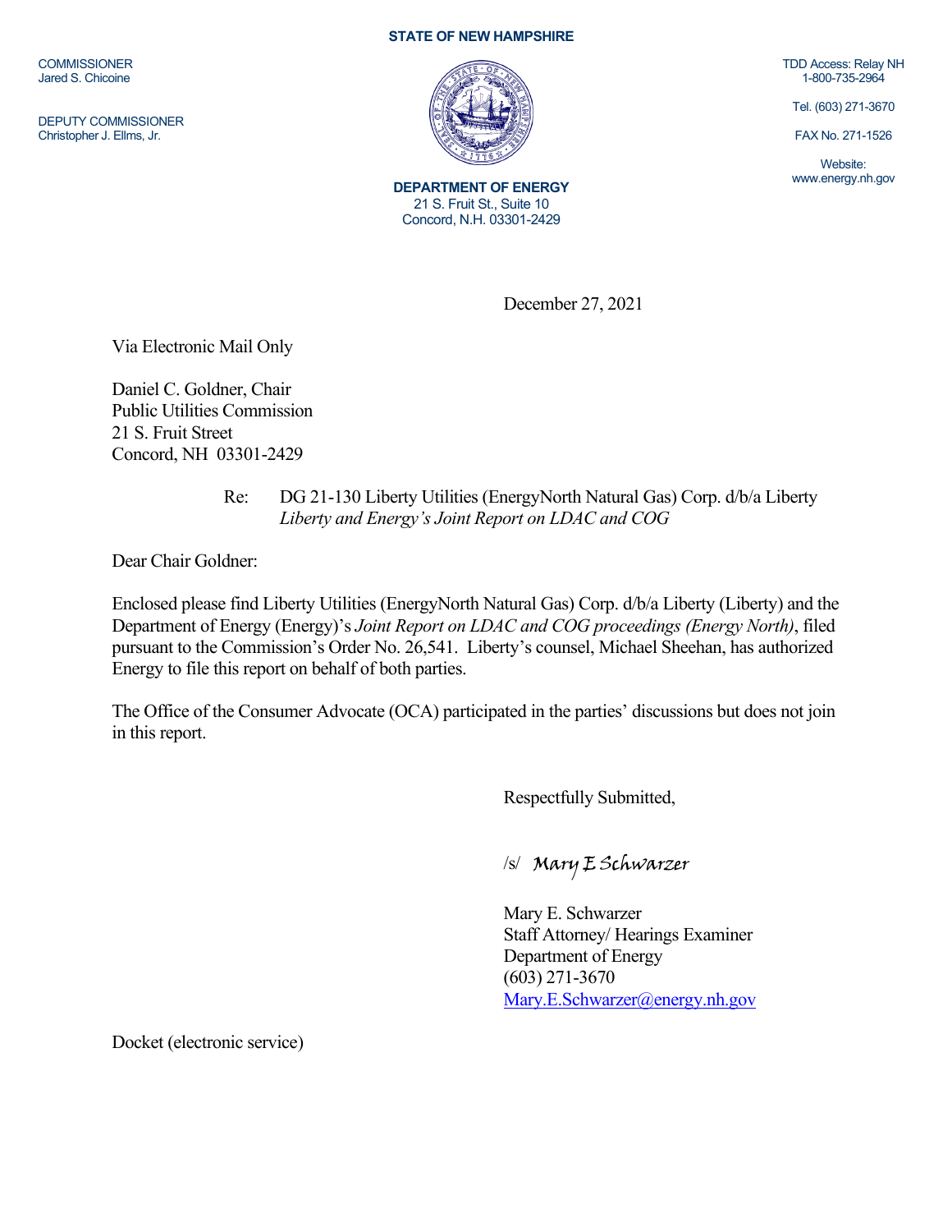COMMISSIONER
Jared S. Chicoine

DEPUTY COMMISSIONER
Christopher J. Ellms, Jr.

**STATE OF NEW HAMPSHIRE**

**DEPARTMENT OF ENERGY**
21 S. Fruit St., Suite 10
Concord, N.H. 03301-2429

TDD Access: Relay NH
1-800-735-2964

Tel. (603) 271-3670

FAX No. 271-1526

Website:
www.energy.nh.gov

December 27, 2021

Via Electronic Mail Only

Daniel C. Goldner, Chair
Public Utilities Commission
21 S. Fruit Street
Concord, NH 03301-2429

Re: DG 21-130 Liberty Utilities (EnergyNorth Natural Gas) Corp. d/b/a Liberty
*Liberty and Energy's Joint Report on LDAC and COG*

Dear Chair Goldner:

Enclosed please find Liberty Utilities (EnergyNorth Natural Gas) Corp. d/b/a Liberty (Liberty) and the Department of Energy (Energy)'s *Joint Report on LDAC and COG proceedings (Energy North)*, filed pursuant to the Commission's Order No. 26,541. Liberty's counsel, Michael Sheehan, has authorized Energy to file this report on behalf of both parties.

The Office of the Consumer Advocate (OCA) participated in the parties' discussions but does not join in this report.

Respectfully Submitted,

/s/ Mary E Schwarzer

Mary E. Schwarzer
Staff Attorney/ Hearings Examiner
Department of Energy
(603) 271-3670
Mary.E.Schwarzer@energy.nh.gov

Docket (electronic service)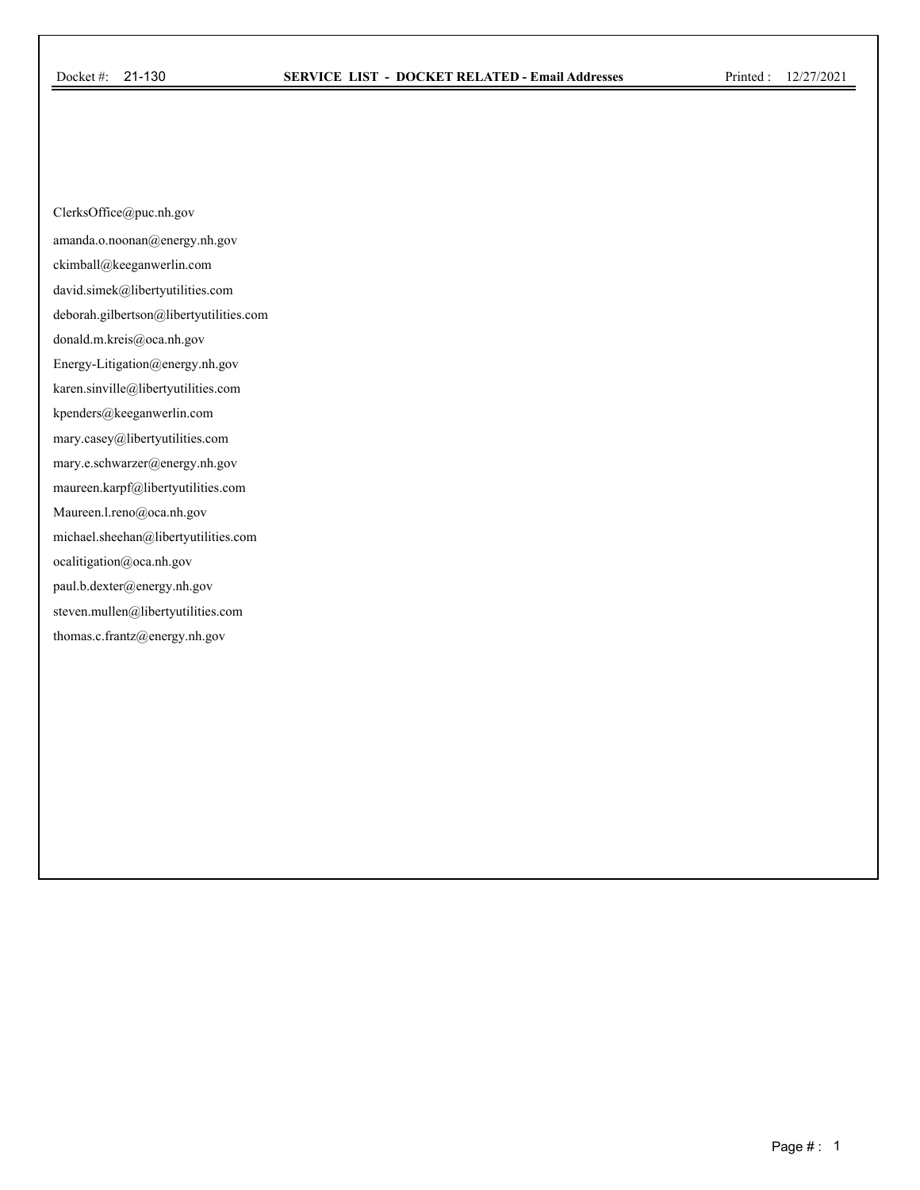Docket #: 21-130 **SERVICE LIST - DOCKET RELATED - Email Addresses** Printed : 12/27/2021

ClerksOffice@puc.nh.gov

amanda.o.noonan@energy.nh.gov

ckimball@keeganwerlin.com

david.simek@libertyutilities.com

deborah.gilbertson@libertyutilities.com

donald.m.kreis@oca.nh.gov

Energy-Litigation@energy.nh.gov

karen.sinville@libertyutilities.com

kpenders@keeganwerlin.com

mary.casey@libertyutilities.com

mary.e.schwarzer@energy.nh.gov

maureen.karpf@libertyutilities.com

Maureen.l.reno@oca.nh.gov

michael.sheehan@libertyutilities.com

ocalitigation@oca.nh.gov

paul.b.dexter@energy.nh.gov

steven.mullen@libertyutilities.com

thomas.c.frantz@energy.nh.gov